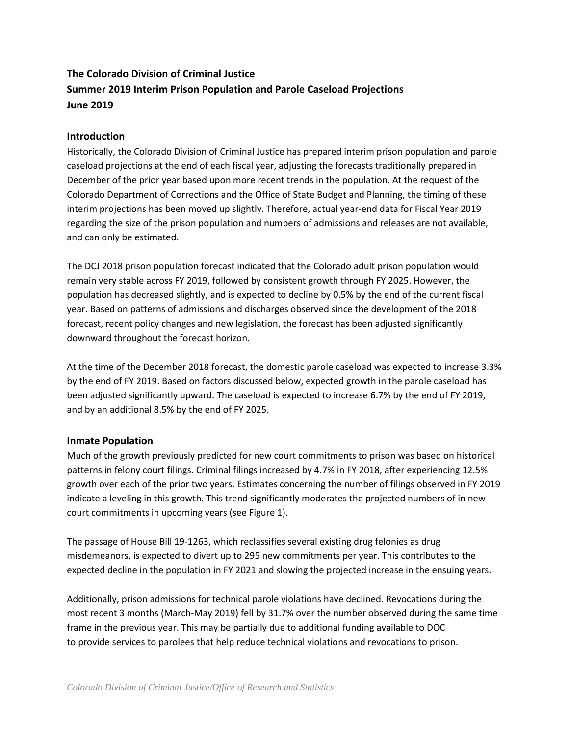**The Colorado Division of Criminal Justice**
**Summer 2019 Interim Prison Population and Parole Caseload Projections**
**June 2019**

## Introduction

Historically, the Colorado Division of Criminal Justice has prepared interim prison population and parole caseload projections at the end of each fiscal year, adjusting the forecasts traditionally prepared in December of the prior year based upon more recent trends in the population. At the request of the Colorado Department of Corrections and the Office of State Budget and Planning, the timing of these interim projections has been moved up slightly. Therefore, actual year-end data for Fiscal Year 2019 regarding the size of the prison population and numbers of admissions and releases are not available, and can only be estimated.

The DCJ 2018 prison population forecast indicated that the Colorado adult prison population would remain very stable across FY 2019, followed by consistent growth through FY 2025. However, the population has decreased slightly, and is expected to decline by 0.5% by the end of the current fiscal year. Based on patterns of admissions and discharges observed since the development of the 2018 forecast, recent policy changes and new legislation, the forecast has been adjusted significantly downward throughout the forecast horizon.

At the time of the December 2018 forecast, the domestic parole caseload was expected to increase 3.3% by the end of FY 2019. Based on factors discussed below, expected growth in the parole caseload has been adjusted significantly upward. The caseload is expected to increase 6.7% by the end of FY 2019, and by an additional 8.5% by the end of FY 2025.

## Inmate Population

Much of the growth previously predicted for new court commitments to prison was based on historical patterns in felony court filings. Criminal filings increased by 4.7% in FY 2018, after experiencing 12.5% growth over each of the prior two years. Estimates concerning the number of filings observed in FY 2019 indicate a leveling in this growth. This trend significantly moderates the projected numbers of in new court commitments in upcoming years (see Figure 1).

The passage of House Bill 19-1263, which reclassifies several existing drug felonies as drug misdemeanors, is expected to divert up to 295 new commitments per year. This contributes to the expected decline in the population in FY 2021 and slowing the projected increase in the ensuing years.

Additionally, prison admissions for technical parole violations have declined. Revocations during the most recent 3 months (March-May 2019) fell by 31.7% over the number observed during the same time frame in the previous year. This may be partially due to additional funding available to DOC to provide services to parolees that help reduce technical violations and revocations to prison.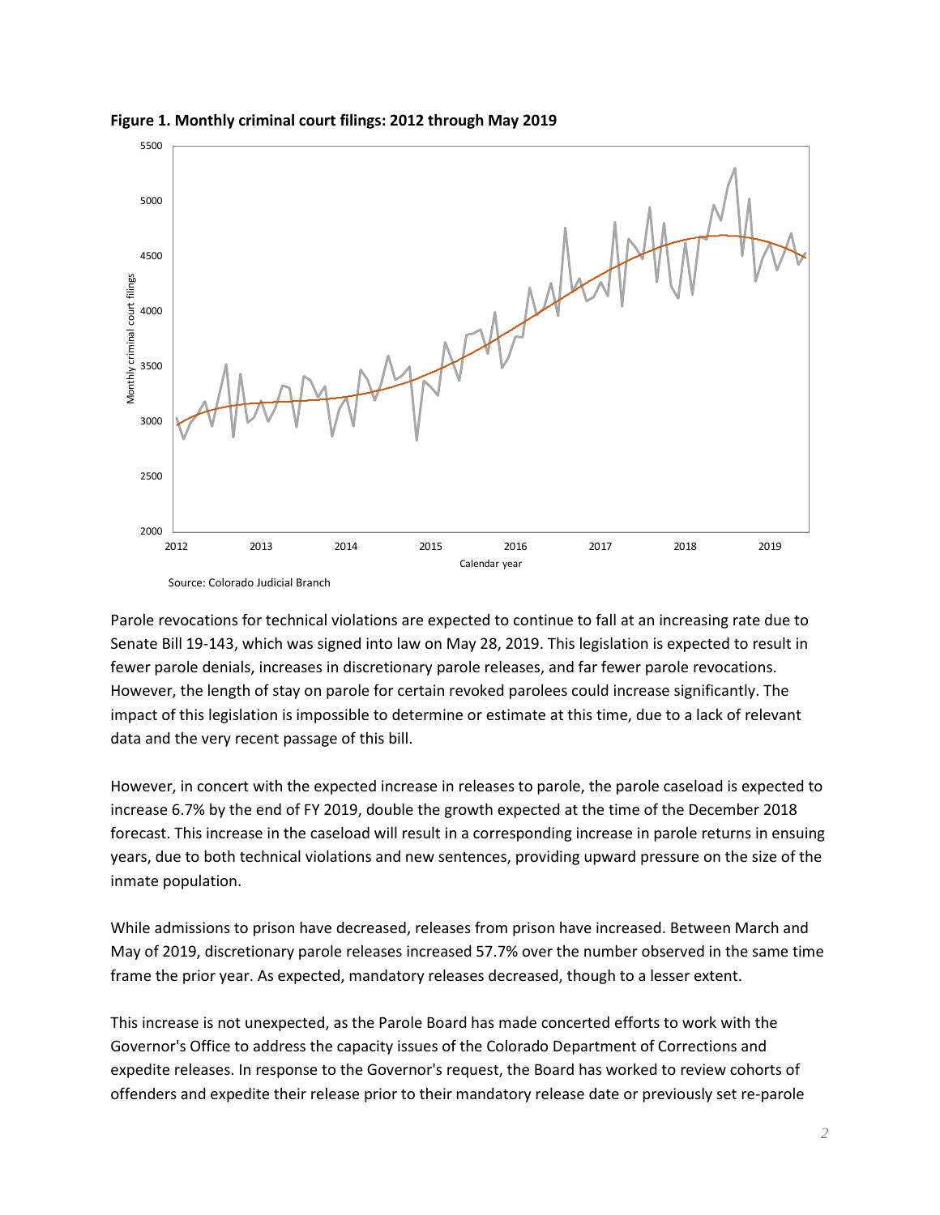**Figure 1. Monthly criminal court filings: 2012 through May 2019**

Source: Colorado Judicial Branch

Parole revocations for technical violations are expected to continue to fall at an increasing rate due to Senate Bill 19-143, which was signed into law on May 28, 2019. This legislation is expected to result in fewer parole denials, increases in discretionary parole releases, and far fewer parole revocations. However, the length of stay on parole for certain revoked parolees could increase significantly. The impact of this legislation is impossible to determine or estimate at this time, due to a lack of relevant data and the very recent passage of this bill.

However, in concert with the expected increase in releases to parole, the parole caseload is expected to increase 6.7% by the end of FY 2019, double the growth expected at the time of the December 2018 forecast. This increase in the caseload will result in a corresponding increase in parole returns in ensuing years, due to both technical violations and new sentences, providing upward pressure on the size of the inmate population.

While admissions to prison have decreased, releases from prison have increased. Between March and May of 2019, discretionary parole releases increased 57.7% over the number observed in the same time frame the prior year. As expected, mandatory releases decreased, though to a lesser extent.

This increase is not unexpected, as the Parole Board has made concerted efforts to work with the Governor's Office to address the capacity issues of the Colorado Department of Corrections and expedite releases. In response to the Governor's request, the Board has worked to review cohorts of offenders and expedite their release prior to their mandatory release date or previously set re-parole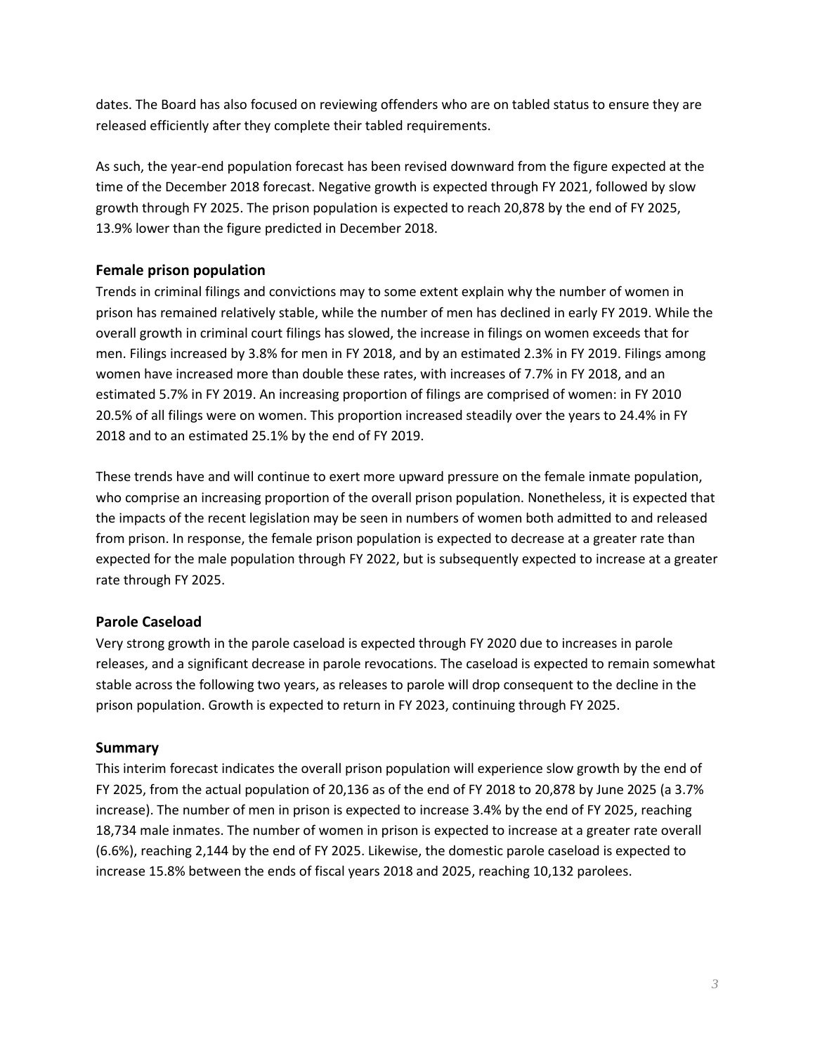dates. The Board has also focused on reviewing offenders who are on tabled status to ensure they are released efficiently after they complete their tabled requirements.

As such, the year-end population forecast has been revised downward from the figure expected at the time of the December 2018 forecast. Negative growth is expected through FY 2021, followed by slow growth through FY 2025. The prison population is expected to reach 20,878 by the end of FY 2025, 13.9% lower than the figure predicted in December 2018.

### Female prison population

Trends in criminal filings and convictions may to some extent explain why the number of women in prison has remained relatively stable, while the number of men has declined in early FY 2019. While the overall growth in criminal court filings has slowed, the increase in filings on women exceeds that for men. Filings increased by 3.8% for men in FY 2018, and by an estimated 2.3% in FY 2019. Filings among women have increased more than double these rates, with increases of 7.7% in FY 2018, and an estimated 5.7% in FY 2019. An increasing proportion of filings are comprised of women: in FY 2010 20.5% of all filings were on women. This proportion increased steadily over the years to 24.4% in FY 2018 and to an estimated 25.1% by the end of FY 2019.

These trends have and will continue to exert more upward pressure on the female inmate population, who comprise an increasing proportion of the overall prison population. Nonetheless, it is expected that the impacts of the recent legislation may be seen in numbers of women both admitted to and released from prison. In response, the female prison population is expected to decrease at a greater rate than expected for the male population through FY 2022, but is subsequently expected to increase at a greater rate through FY 2025.

### Parole Caseload

Very strong growth in the parole caseload is expected through FY 2020 due to increases in parole releases, and a significant decrease in parole revocations. The caseload is expected to remain somewhat stable across the following two years, as releases to parole will drop consequent to the decline in the prison population. Growth is expected to return in FY 2023, continuing through FY 2025.

### Summary

This interim forecast indicates the overall prison population will experience slow growth by the end of FY 2025, from the actual population of 20,136 as of the end of FY 2018 to 20,878 by June 2025 (a 3.7% increase). The number of men in prison is expected to increase 3.4% by the end of FY 2025, reaching 18,734 male inmates. The number of women in prison is expected to increase at a greater rate overall (6.6%), reaching 2,144 by the end of FY 2025. Likewise, the domestic parole caseload is expected to increase 15.8% between the ends of fiscal years 2018 and 2025, reaching 10,132 parolees.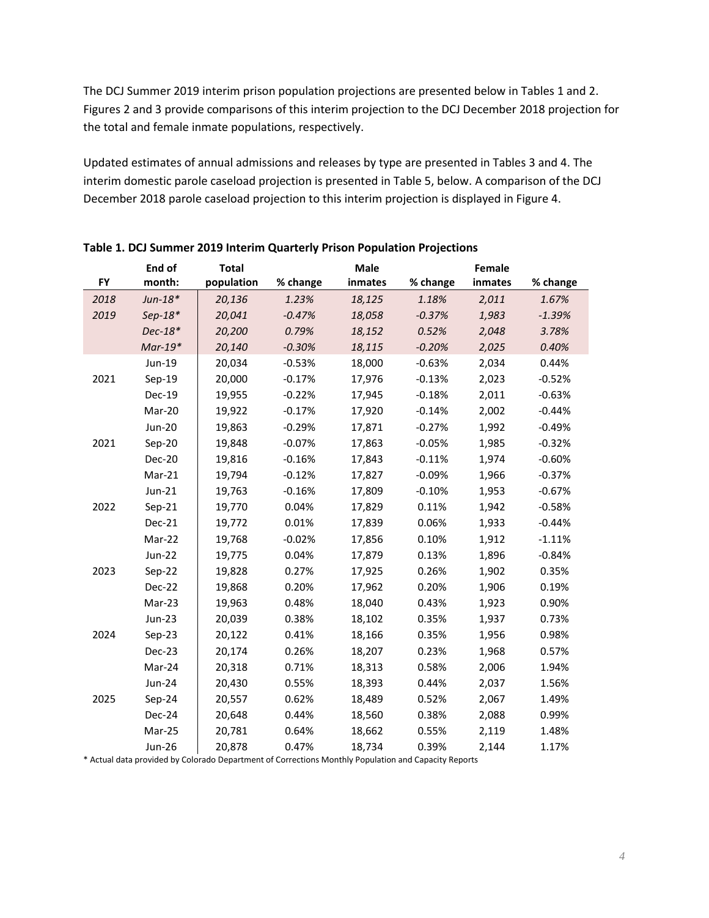The DCJ Summer 2019 interim prison population projections are presented below in Tables 1 and 2. Figures 2 and 3 provide comparisons of this interim projection to the DCJ December 2018 projection for the total and female inmate populations, respectively.

Updated estimates of annual admissions and releases by type are presented in Tables 3 and 4. The interim domestic parole caseload projection is presented in Table 5, below. A comparison of the DCJ December 2018 parole caseload projection to this interim projection is displayed in Figure 4.

**Table 1. DCJ Summer 2019 Interim Quarterly Prison Population Projections**

| FY | End of month: | Total population | % change | Male inmates | % change | Female inmates | % change |
|---|---|---|---|---|---|---|---|
| *2018* | *Jun-18** | *20,136* | *1.23%* | *18,125* | *1.18%* | *2,011* | *1.67%* |
| *2019* | *Sep-18** | *20,041* | *-0.47%* | *18,058* | *-0.37%* | *1,983* | *-1.39%* |
| | *Dec-18** | *20,200* | *0.79%* | *18,152* | *0.52%* | *2,048* | *3.78%* |
| | *Mar-19** | *20,140* | *-0.30%* | *18,115* | *-0.20%* | *2,025* | *0.40%* |
| | Jun-19 | 20,034 | -0.53% | 18,000 | -0.63% | 2,034 | 0.44% |
| 2021 | Sep-19 | 20,000 | -0.17% | 17,976 | -0.13% | 2,023 | -0.52% |
| | Dec-19 | 19,955 | -0.22% | 17,945 | -0.18% | 2,011 | -0.63% |
| | Mar-20 | 19,922 | -0.17% | 17,920 | -0.14% | 2,002 | -0.44% |
| | Jun-20 | 19,863 | -0.29% | 17,871 | -0.27% | 1,992 | -0.49% |
| 2021 | Sep-20 | 19,848 | -0.07% | 17,863 | -0.05% | 1,985 | -0.32% |
| | Dec-20 | 19,816 | -0.16% | 17,843 | -0.11% | 1,974 | -0.60% |
| | Mar-21 | 19,794 | -0.12% | 17,827 | -0.09% | 1,966 | -0.37% |
| | Jun-21 | 19,763 | -0.16% | 17,809 | -0.10% | 1,953 | -0.67% |
| 2022 | Sep-21 | 19,770 | 0.04% | 17,829 | 0.11% | 1,942 | -0.58% |
| | Dec-21 | 19,772 | 0.01% | 17,839 | 0.06% | 1,933 | -0.44% |
| | Mar-22 | 19,768 | -0.02% | 17,856 | 0.10% | 1,912 | -1.11% |
| | Jun-22 | 19,775 | 0.04% | 17,879 | 0.13% | 1,896 | -0.84% |
| 2023 | Sep-22 | 19,828 | 0.27% | 17,925 | 0.26% | 1,902 | 0.35% |
| | Dec-22 | 19,868 | 0.20% | 17,962 | 0.20% | 1,906 | 0.19% |
| | Mar-23 | 19,963 | 0.48% | 18,040 | 0.43% | 1,923 | 0.90% |
| | Jun-23 | 20,039 | 0.38% | 18,102 | 0.35% | 1,937 | 0.73% |
| 2024 | Sep-23 | 20,122 | 0.41% | 18,166 | 0.35% | 1,956 | 0.98% |
| | Dec-23 | 20,174 | 0.26% | 18,207 | 0.23% | 1,968 | 0.57% |
| | Mar-24 | 20,318 | 0.71% | 18,313 | 0.58% | 2,006 | 1.94% |
| | Jun-24 | 20,430 | 0.55% | 18,393 | 0.44% | 2,037 | 1.56% |
| 2025 | Sep-24 | 20,557 | 0.62% | 18,489 | 0.52% | 2,067 | 1.49% |
| | Dec-24 | 20,648 | 0.44% | 18,560 | 0.38% | 2,088 | 0.99% |
| | Mar-25 | 20,781 | 0.64% | 18,662 | 0.55% | 2,119 | 1.48% |
| | Jun-26 | 20,878 | 0.47% | 18,734 | 0.39% | 2,144 | 1.17% |

\* Actual data provided by Colorado Department of Corrections Monthly Population and Capacity Reports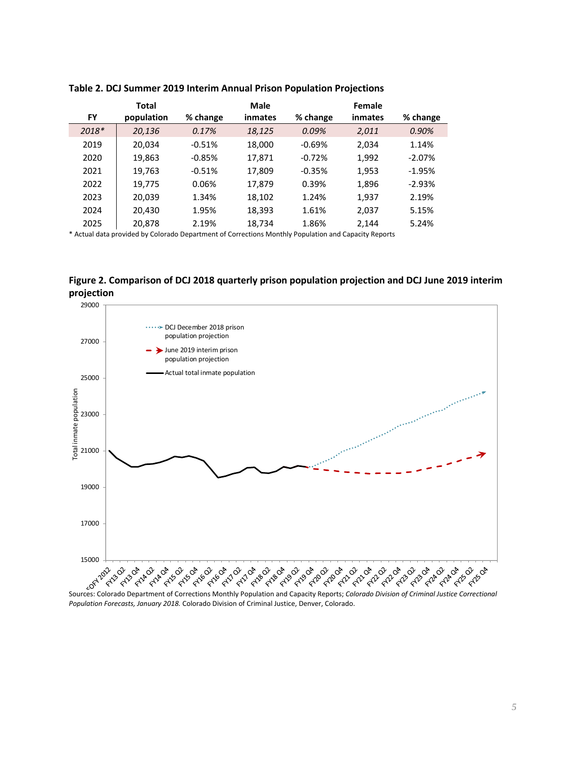**Table 2. DCJ Summer 2019 Interim Annual Prison Population Projections**

| FY | Total population | % change | Male inmates | % change | Female inmates | % change |
|---|---|---|---|---|---|---|
| *2018** | *20,136* | *0.17%* | *18,125* | *0.09%* | *2,011* | *0.90%* |
| 2019 | 20,034 | -0.51% | 18,000 | -0.69% | 2,034 | 1.14% |
| 2020 | 19,863 | -0.85% | 17,871 | -0.72% | 1,992 | -2.07% |
| 2021 | 19,763 | -0.51% | 17,809 | -0.35% | 1,953 | -1.95% |
| 2022 | 19,775 | 0.06% | 17,879 | 0.39% | 1,896 | -2.93% |
| 2023 | 20,039 | 1.34% | 18,102 | 1.24% | 1,937 | 2.19% |
| 2024 | 20,430 | 1.95% | 18,393 | 1.61% | 2,037 | 5.15% |
| 2025 | 20,878 | 2.19% | 18,734 | 1.86% | 2,144 | 5.24% |

* Actual data provided by Colorado Department of Corrections Monthly Population and Capacity Reports

**Figure 2. Comparison of DCJ 2018 quarterly prison population projection and DCJ June 2019 interim projection**

Sources: Colorado Department of Corrections Monthly Population and Capacity Reports; *Colorado Division of Criminal Justice Correctional Population Forecasts, January 2018.* Colorado Division of Criminal Justice, Denver, Colorado.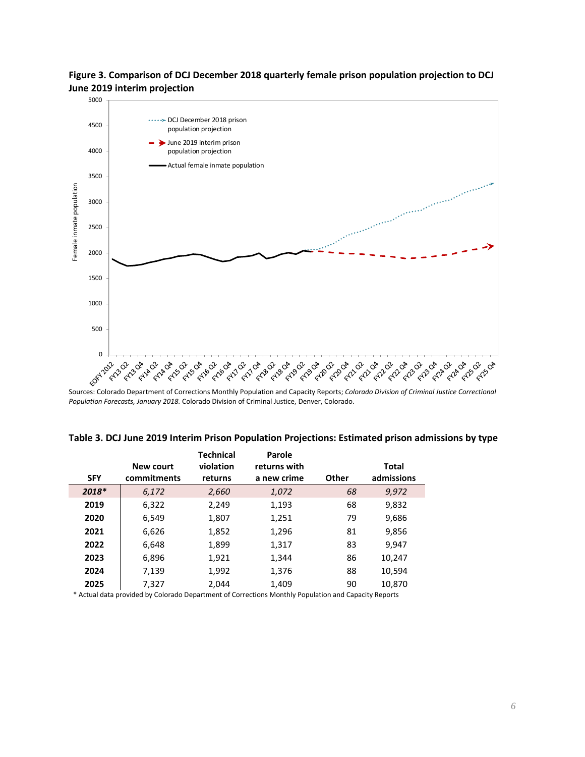**Figure 3. Comparison of DCJ December 2018 quarterly female prison population projection to DCJ June 2019 interim projection**

Sources: Colorado Department of Corrections Monthly Population and Capacity Reports; *Colorado Division of Criminal Justice Correctional Population Forecasts, January 2018.* Colorado Division of Criminal Justice, Denver, Colorado.

**Table 3. DCJ June 2019 Interim Prison Population Projections: Estimated prison admissions by type**

| SFY | New court commitments | Technical violation returns | Parole returns with a new crime | Other | Total admissions |
|---|---|---|---|---|---|
| *2018** | *6,172* | *2,660* | *1,072* | *68* | *9,972* |
| 2019 | 6,322 | 2,249 | 1,193 | 68 | 9,832 |
| 2020 | 6,549 | 1,807 | 1,251 | 79 | 9,686 |
| 2021 | 6,626 | 1,852 | 1,296 | 81 | 9,856 |
| 2022 | 6,648 | 1,899 | 1,317 | 83 | 9,947 |
| 2023 | 6,896 | 1,921 | 1,344 | 86 | 10,247 |
| 2024 | 7,139 | 1,992 | 1,376 | 88 | 10,594 |
| 2025 | 7,327 | 2,044 | 1,409 | 90 | 10,870 |

\* Actual data provided by Colorado Department of Corrections Monthly Population and Capacity Reports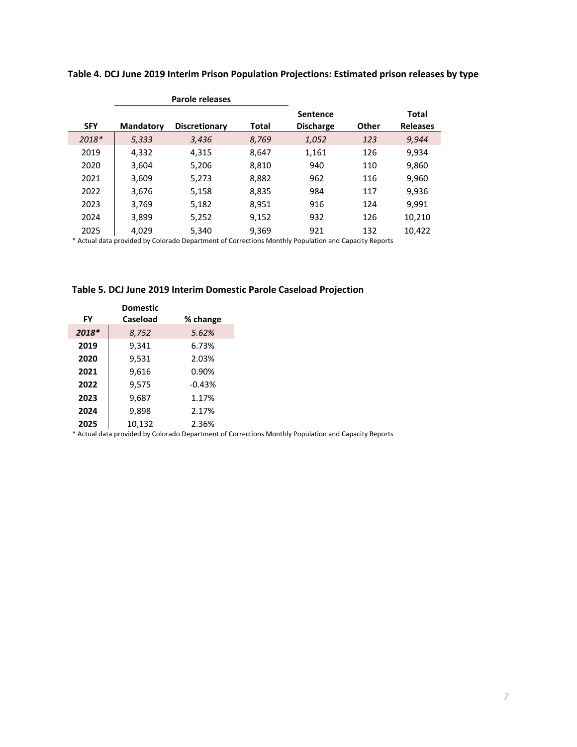**Table 4. DCJ June 2019 Interim Prison Population Projections: Estimated prison releases by type**

| | Parole releases | | | | | |
|---|---|---|---|---|---|---|
| SFY | Mandatory | Discretionary | Total | Sentence Discharge | Other | Total Releases |
| *2018** | *5,333* | *3,436* | *8,769* | *1,052* | *123* | *9,944* |
| 2019 | 4,332 | 4,315 | 8,647 | 1,161 | 126 | 9,934 |
| 2020 | 3,604 | 5,206 | 8,810 | 940 | 110 | 9,860 |
| 2021 | 3,609 | 5,273 | 8,882 | 962 | 116 | 9,960 |
| 2022 | 3,676 | 5,158 | 8,835 | 984 | 117 | 9,936 |
| 2023 | 3,769 | 5,182 | 8,951 | 916 | 124 | 9,991 |
| 2024 | 3,899 | 5,252 | 9,152 | 932 | 126 | 10,210 |
| 2025 | 4,029 | 5,340 | 9,369 | 921 | 132 | 10,422 |

\* Actual data provided by Colorado Department of Corrections Monthly Population and Capacity Reports

**Table 5. DCJ June 2019 Interim Domestic Parole Caseload Projection**

| FY | Domestic Caseload | % change |
|---|---|---|
| ***2018**** | *8,752* | *5.62%* |
| **2019** | 9,341 | 6.73% |
| **2020** | 9,531 | 2.03% |
| **2021** | 9,616 | 0.90% |
| **2022** | 9,575 | -0.43% |
| **2023** | 9,687 | 1.17% |
| **2024** | 9,898 | 2.17% |
| **2025** | 10,132 | 2.36% |

\* Actual data provided by Colorado Department of Corrections Monthly Population and Capacity Reports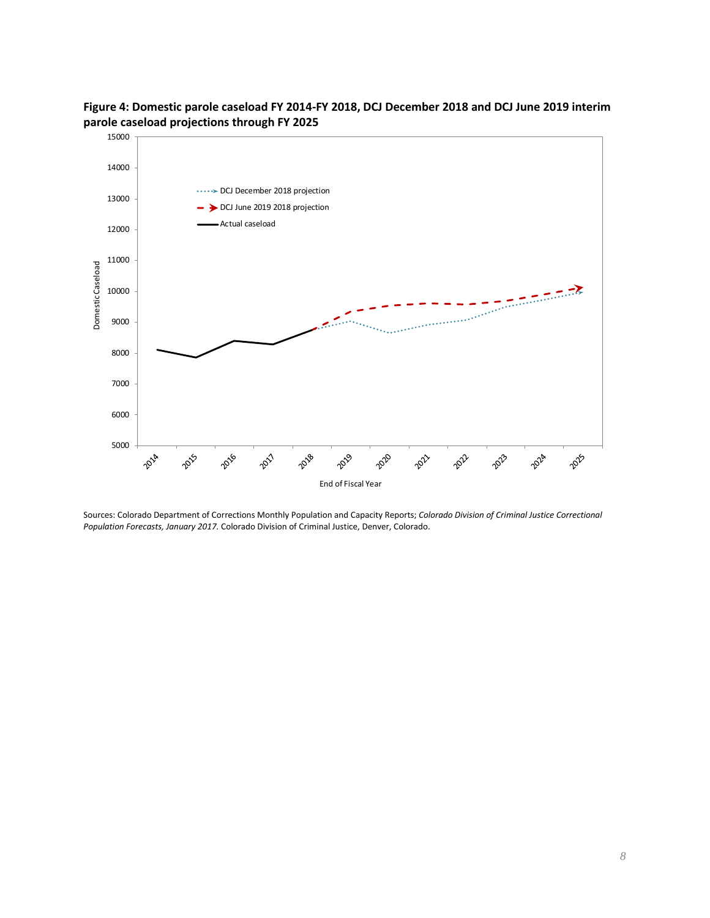**Figure 4: Domestic parole caseload FY 2014-FY 2018, DCJ December 2018 and DCJ June 2019 interim parole caseload projections through FY 2025**

15000
14000
13000
12000
11000
10000
9000
8000
7000
6000
5000

Domestic Caseload

DCJ December 2018 projection
DCJ June 2019 2018 projection
Actual caseload

2014 2015 2016 2017 2018 2019 2020 2021 2022 2023 2024 2025

End of Fiscal Year

Sources: Colorado Department of Corrections Monthly Population and Capacity Reports; *Colorado Division of Criminal Justice Correctional Population Forecasts, January 2017.* Colorado Division of Criminal Justice, Denver, Colorado.